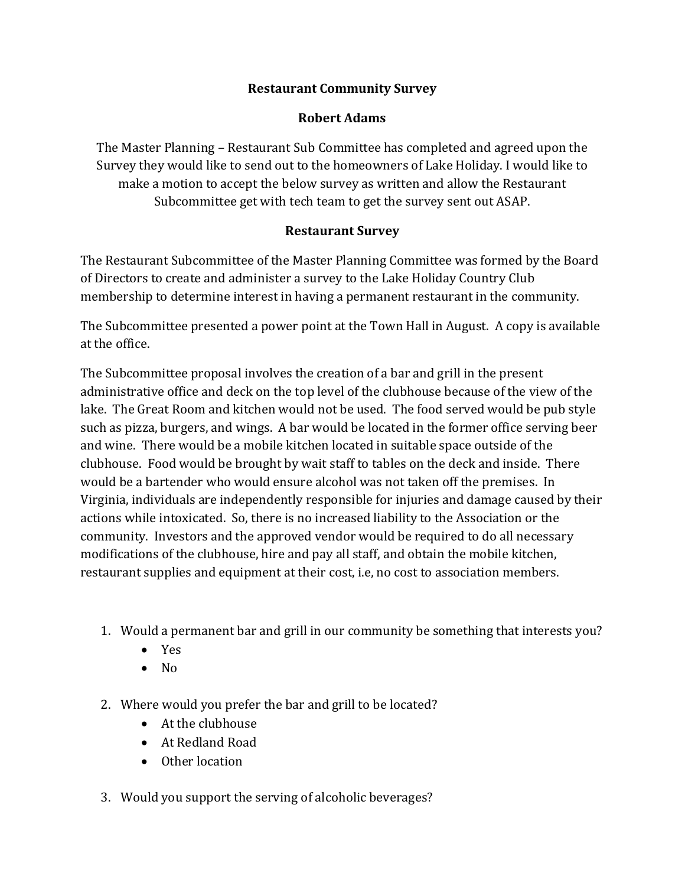# Restaurant Community Survey

## Robert Adams

The Master Planning – Restaurant Sub Committee has completed and agreed upon the Survey they would like to send out to the homeowners of Lake Holiday. I would like to make a motion to accept the below survey as written and allow the Restaurant Subcommittee get with tech team to get the survey sent out ASAP.

## Restaurant Survey

The Restaurant Subcommittee of the Master Planning Committee was formed by the Board of Directors to create and administer a survey to the Lake Holiday Country Club membership to determine interest in having a permanent restaurant in the community.

The Subcommittee presented a power point at the Town Hall in August. A copy is available at the office.

The Subcommittee proposal involves the creation of a bar and grill in the present administrative office and deck on the top level of the clubhouse because of the view of the lake. The Great Room and kitchen would not be used. The food served would be pub style such as pizza, burgers, and wings. A bar would be located in the former office serving beer and wine. There would be a mobile kitchen located in suitable space outside of the clubhouse. Food would be brought by wait staff to tables on the deck and inside. There would be a bartender who would ensure alcohol was not taken off the premises. In Virginia, individuals are independently responsible for injuries and damage caused by their actions while intoxicated. So, there is no increased liability to the Association or the community. Investors and the approved vendor would be required to do all necessary modifications of the clubhouse, hire and pay all staff, and obtain the mobile kitchen, restaurant supplies and equipment at their cost, i.e, no cost to association members.

1. Would a permanent bar and grill in our community be something that interests you?
   - Yes
   - No

2. Where would you prefer the bar and grill to be located?
   - At the clubhouse
   - At Redland Road
   - Other location

3. Would you support the serving of alcoholic beverages?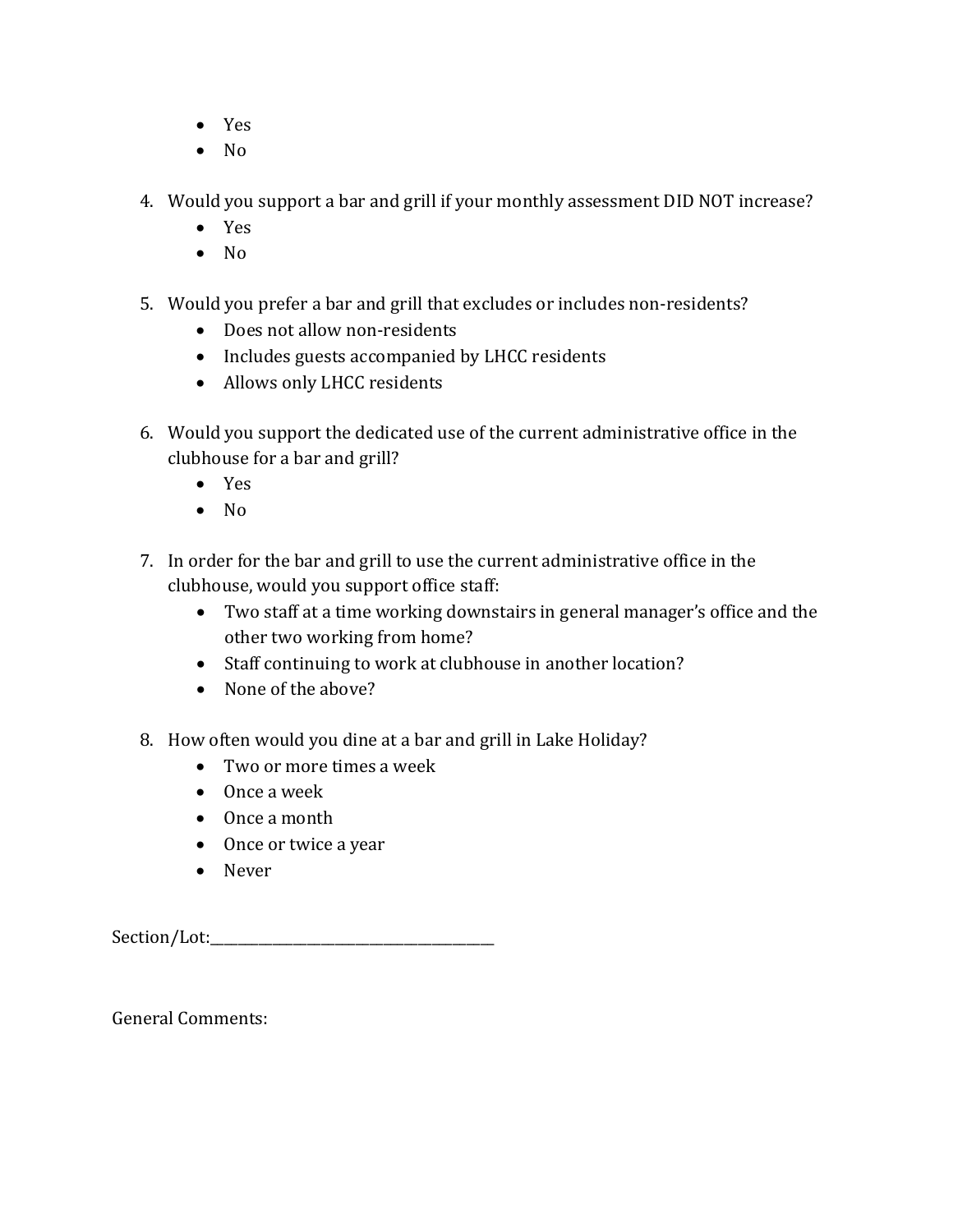- Yes
- No

4. Would you support a bar and grill if your monthly assessment DID NOT increase?
    - Yes
    - No

5. Would you prefer a bar and grill that excludes or includes non-residents?
    - Does not allow non-residents
    - Includes guests accompanied by LHCC residents
    - Allows only LHCC residents

6. Would you support the dedicated use of the current administrative office in the clubhouse for a bar and grill?
    - Yes
    - No

7. In order for the bar and grill to use the current administrative office in the clubhouse, would you support office staff:
    - Two staff at a time working downstairs in general manager's office and the other two working from home?
    - Staff continuing to work at clubhouse in another location?
    - None of the above?

8. How often would you dine at a bar and grill in Lake Holiday?
    - Two or more times a week
    - Once a week
    - Once a month
    - Once or twice a year
    - Never

Section/Lot:_________________________________________

General Comments: